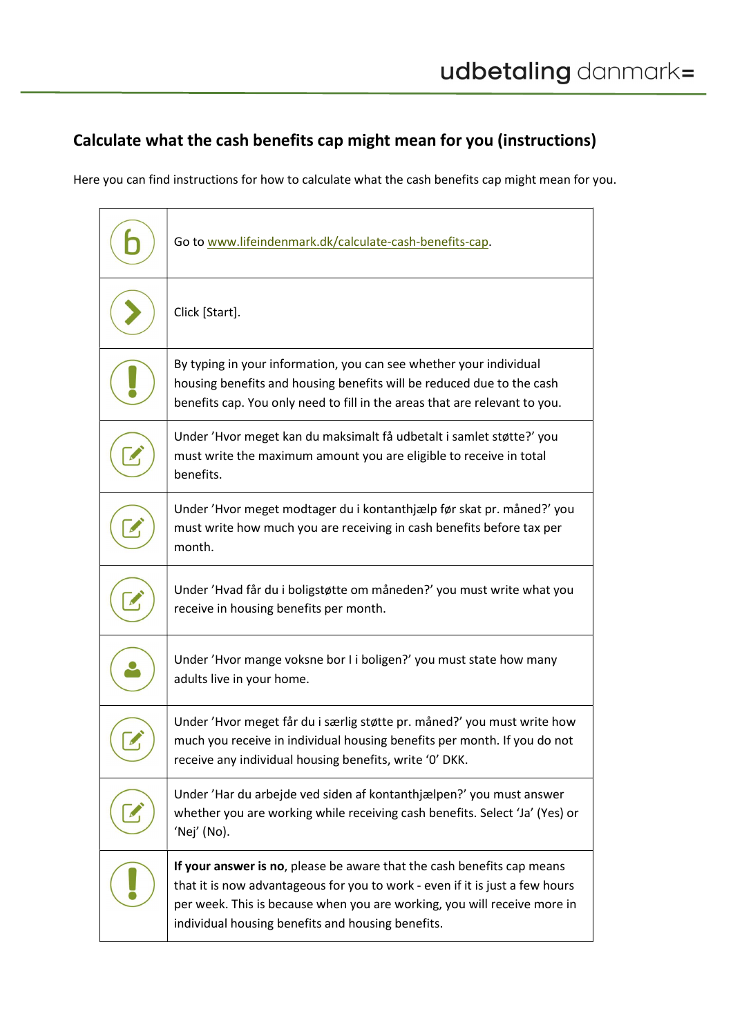# Calculate what the cash benefits cap might mean for you (instructions)

Here you can find instructions for how to calculate what the cash benefits cap might mean for you.

| | |
|---|---|
| | Go to www.lifeindenmark.dk/calculate-cash-benefits-cap. |
| | Click [Start]. |
| | By typing in your information, you can see whether your individual housing benefits and housing benefits will be reduced due to the cash benefits cap. You only need to fill in the areas that are relevant to you. |
| | Under 'Hvor meget kan du maksimalt få udbetalt i samlet støtte?' you must write the maximum amount you are eligible to receive in total benefits. |
| | Under 'Hvor meget modtager du i kontanthjælp før skat pr. måned?' you must write how much you are receiving in cash benefits before tax per month. |
| | Under 'Hvad får du i boligstøtte om måneden?' you must write what you receive in housing benefits per month. |
| | Under 'Hvor mange voksne bor I i boligen?' you must state how many adults live in your home. |
| | Under 'Hvor meget får du i særlig støtte pr. måned?' you must write how much you receive in individual housing benefits per month. If you do not receive any individual housing benefits, write '0' DKK. |
| | Under 'Har du arbejde ved siden af kontanthjælpen?' you must answer whether you are working while receiving cash benefits. Select 'Ja' (Yes) or 'Nej' (No). |
| | **If your answer is no**, please be aware that the cash benefits cap means that it is now advantageous for you to work - even if it is just a few hours per week. This is because when you are working, you will receive more in individual housing benefits and housing benefits. |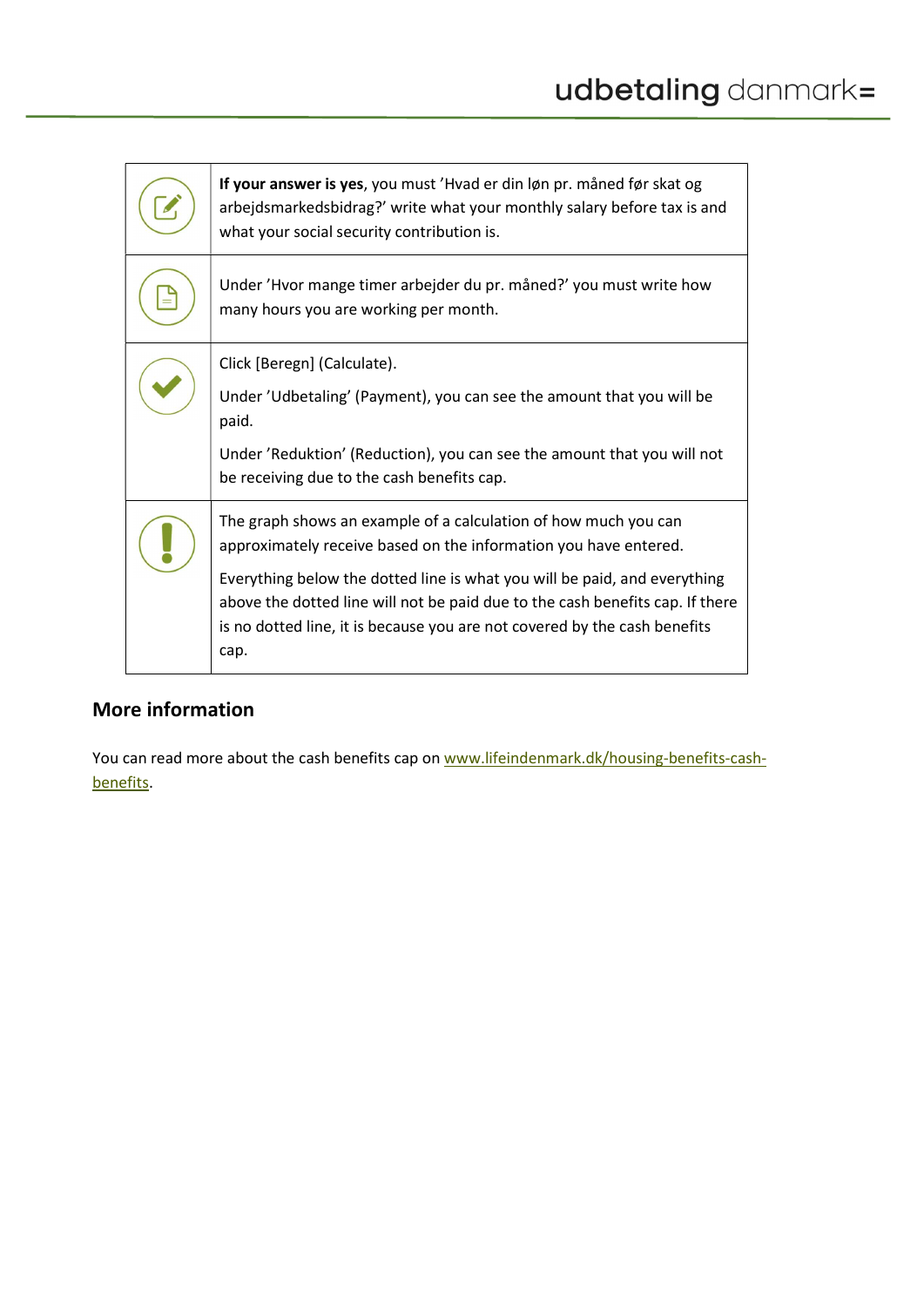| | |
|---|---|
| | **If your answer is yes**, you must 'Hvad er din løn pr. måned før skat og arbejdsmarkedsbidrag?' write what your monthly salary before tax is and what your social security contribution is. |
| | Under 'Hvor mange timer arbejder du pr. måned?' you must write how many hours you are working per month. |
| | Click [Beregn] (Calculate).<br><br>Under 'Udbetaling' (Payment), you can see the amount that you will be paid.<br><br>Under 'Reduktion' (Reduction), you can see the amount that you will not be receiving due to the cash benefits cap. |
| | The graph shows an example of a calculation of how much you can approximately receive based on the information you have entered.<br><br>Everything below the dotted line is what you will be paid, and everything above the dotted line will not be paid due to the cash benefits cap. If there is no dotted line, it is because you are not covered by the cash benefits cap. |

## More information

You can read more about the cash benefits cap on [www.lifeindenmark.dk/housing-benefits-cash-benefits](http://www.lifeindenmark.dk/housing-benefits-cash-benefits).